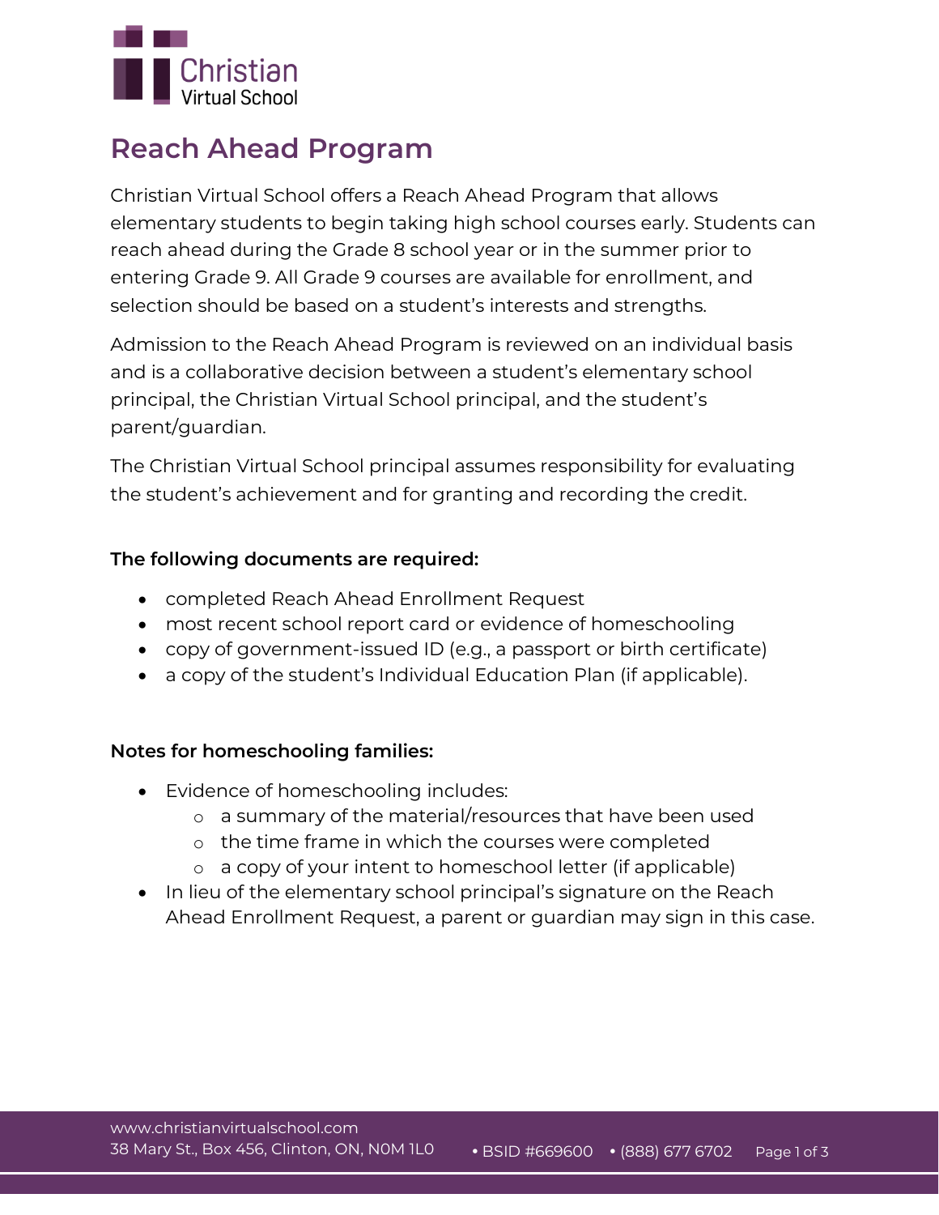# Reach Ahead Program

Christian Virtual School offers a Reach Ahead Program that allows elementary students to begin taking high school courses early. Students can reach ahead during the Grade 8 school year or in the summer prior to entering Grade 9. All Grade 9 courses are available for enrollment, and selection should be based on a student's interests and strengths.

Admission to the Reach Ahead Program is reviewed on an individual basis and is a collaborative decision between a student's elementary school principal, the Christian Virtual School principal, and the student's parent/guardian.

The Christian Virtual School principal assumes responsibility for evaluating the student's achievement and for granting and recording the credit.

**The following documents are required:**

- completed Reach Ahead Enrollment Request
- most recent school report card or evidence of homeschooling
- copy of government-issued ID (e.g., a passport or birth certificate)
- a copy of the student's Individual Education Plan (if applicable).

**Notes for homeschooling families:**

- Evidence of homeschooling includes:
    - a summary of the material/resources that have been used
    - the time frame in which the courses were completed
    - a copy of your intent to homeschool letter (if applicable)
- In lieu of the elementary school principal's signature on the Reach Ahead Enrollment Request, a parent or guardian may sign in this case.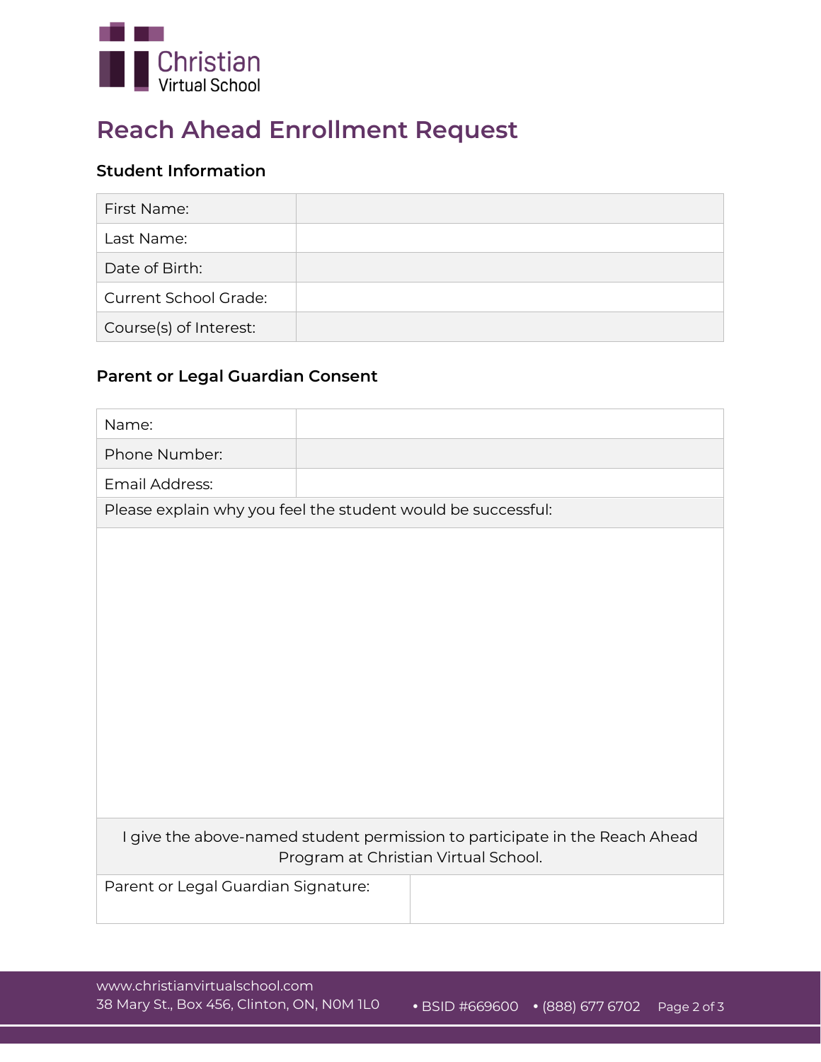Christian Virtual School

# Reach Ahead Enrollment Request

## Student Information

| | |
|---|---|
| First Name: | |
| Last Name: | |
| Date of Birth: | |
| Current School Grade: | |
| Course(s) of Interest: | |

## Parent or Legal Guardian Consent

| | |
|---|---|
| Name: | |
| Phone Number: | |
| Email Address: | |
| Please explain why you feel the student would be successful: | |
| | |
| I give the above-named student permission to participate in the Reach Ahead Program at Christian Virtual School. | |
| Parent or Legal Guardian Signature: | |

www.christianvirtualschool.com
38 Mary St., Box 456, Clinton, ON, N0M 1L0 • BSID #669600 • (888) 677 6702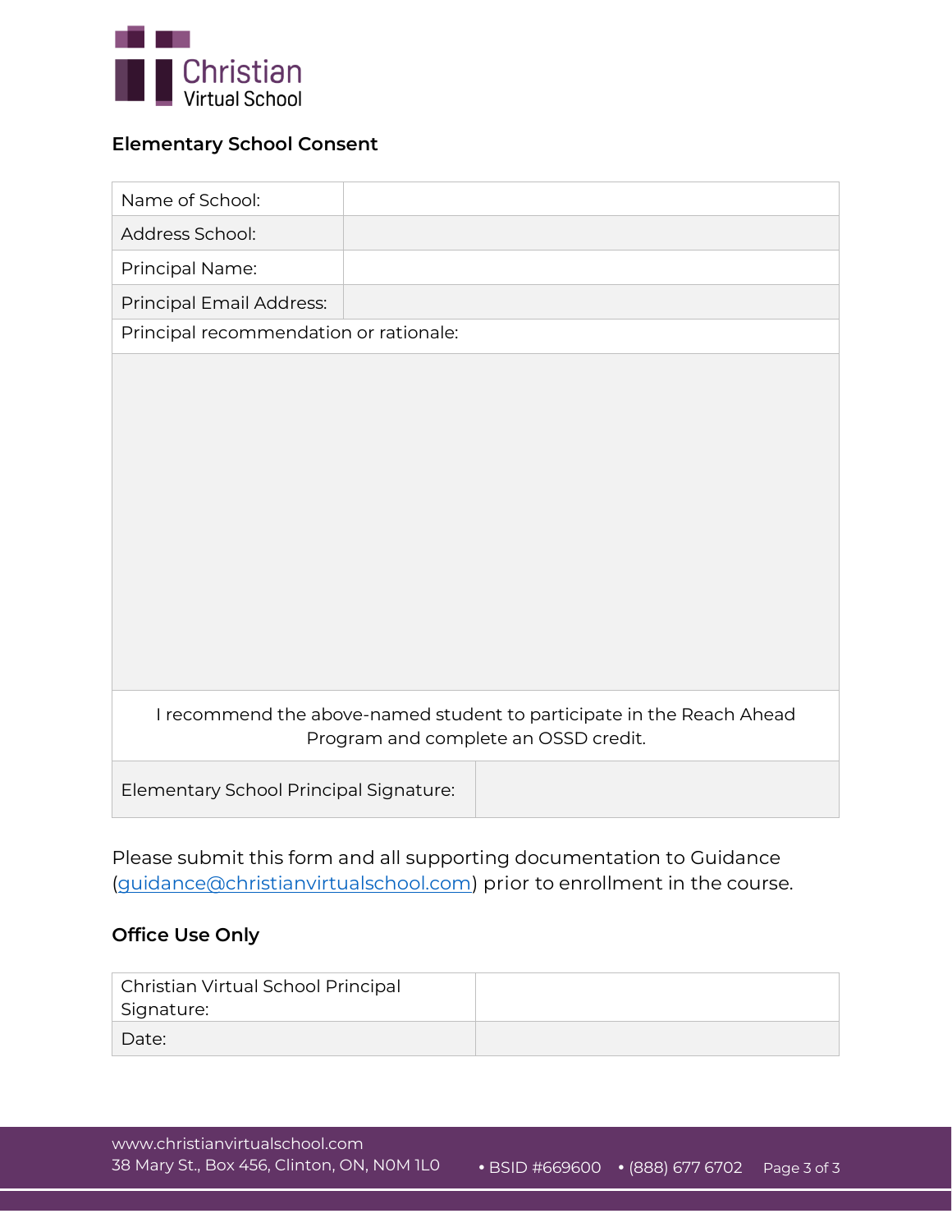## Elementary School Consent

| | |
|---|---|
| Name of School: | |
| Address School: | |
| Principal Name: | |
| Principal Email Address: | |
| Principal recommendation or rationale: | |
| | |
| I recommend the above-named student to participate in the Reach Ahead Program and complete an OSSD credit. | |
| Elementary School Principal Signature: | |

Please submit this form and all supporting documentation to Guidance (guidance@christianvirtualschool.com) prior to enrollment in the course.

### Office Use Only

| | |
|---|---|
| Christian Virtual School Principal Signature: | |
| Date: | |